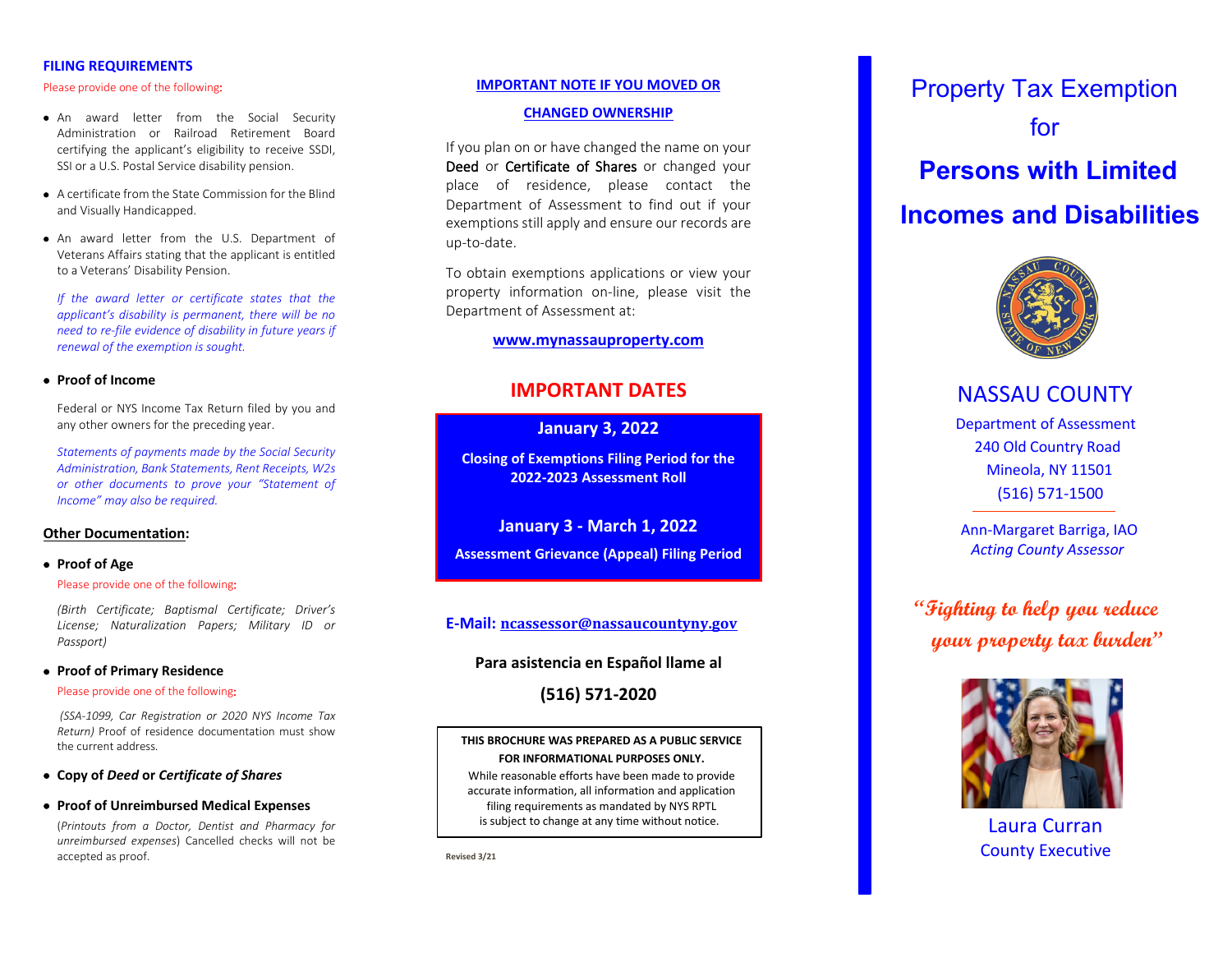## FILING REQUIREMENTS

Please provide one of the following:

- An award letter from the Social Security Administration or Railroad Retirement Board certifying the applicant's eligibility to receive SSDI, SSI or a U.S. Postal Service disability pension.
- A certificate from the State Commission for the Blind and Visually Handicapped.
- An award letter from the U.S. Department of Veterans Affairs stating that the applicant is entitled to a Veterans' Disability Pension.

  *If the award letter or certificate states that the applicant's disability is permanent, there will be no need to re-file evidence of disability in future years if renewal of the exemption is sought.*

- **Proof of Income**

  Federal or NYS Income Tax Return filed by you and any other owners for the preceding year.

  *Statements of payments made by the Social Security Administration, Bank Statements, Rent Receipts, W2s or other documents to prove your "Statement of Income" may also be required.*

### Other Documentation:

- **Proof of Age**

  Please provide one of the following:

  *(Birth Certificate; Baptismal Certificate; Driver's License; Naturalization Papers; Military ID or Passport)*

- **Proof of Primary Residence**

  Please provide one of the following:

  *(SSA-1099, Car Registration or 2020 NYS Income Tax Return)* Proof of residence documentation must show the current address.

- **Copy of *Deed* or *Certificate of Shares***

- **Proof of Unreimbursed Medical Expenses**

  (*Printouts from a Doctor, Dentist and Pharmacy for unreimbursed expenses*) Cancelled checks will not be accepted as proof.

## IMPORTANT NOTE IF YOU MOVED OR CHANGED OWNERSHIP

If you plan on or have changed the name on your Deed or Certificate of Shares or changed your place of residence, please contact the Department of Assessment to find out if your exemptions still apply and ensure our records are up-to-date.

To obtain exemptions applications or view your property information on-line, please visit the Department of Assessment at:

**www.mynassauproperty.com**

## IMPORTANT DATES

**January 3, 2022**

**Closing of Exemptions Filing Period for the 2022-2023 Assessment Roll**

**January 3 - March 1, 2022**

**Assessment Grievance (Appeal) Filing Period**

**E-Mail: ncassessor@nassaucountyny.gov**

**Para asistencia en Español llame al**

**(516) 571-2020**

**THIS BROCHURE WAS PREPARED AS A PUBLIC SERVICE FOR INFORMATIONAL PURPOSES ONLY.**

While reasonable efforts have been made to provide accurate information, all information and application filing requirements as mandated by NYS RPTL is subject to change at any time without notice.

Revised 3/21

# Property Tax Exemption for **Persons with Limited Incomes and Disabilities**

## NASSAU COUNTY

Department of Assessment
240 Old Country Road
Mineola, NY 11501
(516) 571-1500

Ann-Margaret Barriga, IAO
*Acting County Assessor*

***"Fighting to help you reduce your property tax burden"***

Laura Curran
County Executive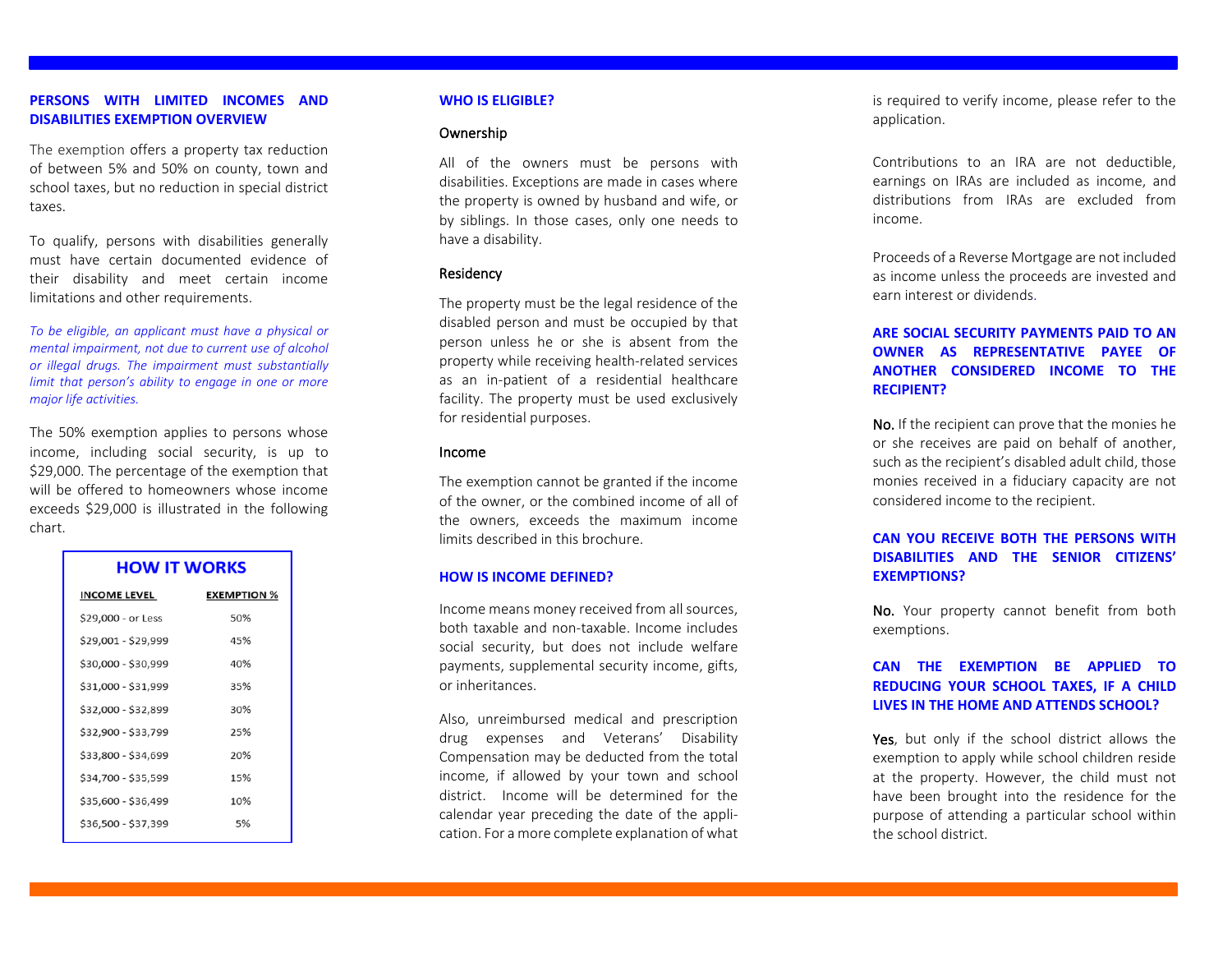## PERSONS WITH LIMITED INCOMES AND DISABILITIES EXEMPTION OVERVIEW

The exemption offers a property tax reduction of between 5% and 50% on county, town and school taxes, but no reduction in special district taxes.

To qualify, persons with disabilities generally must have certain documented evidence of their disability and meet certain income limitations and other requirements.

*To be eligible, an applicant must have a physical or mental impairment, not due to current use of alcohol or illegal drugs. The impairment must substantially limit that person's ability to engage in one or more major life activities.*

The 50% exemption applies to persons whose income, including social security, is up to $29,000. The percentage of the exemption that will be offered to homeowners whose income exceeds $29,000 is illustrated in the following chart.

### HOW IT WORKS

| INCOME LEVEL | EXEMPTION % |
|---|---|
| $29,000 - or Less | 50% |
| $29,001 - $29,999 | 45% |
| $30,000 - $30,999 | 40% |
| $31,000 - $31,999 | 35% |
| $32,000 - $32,899 | 30% |
| $32,900 - $33,799 | 25% |
| $33,800 - $34,699 | 20% |
| $34,700 - $35,599 | 15% |
| $35,600 - $36,499 | 10% |
| $36,500 - $37,399 | 5% |

## WHO IS ELIGIBLE?

### Ownership

All of the owners must be persons with disabilities. Exceptions are made in cases where the property is owned by husband and wife, or by siblings. In those cases, only one needs to have a disability.

### Residency

The property must be the legal residence of the disabled person and must be occupied by that person unless he or she is absent from the property while receiving health-related services as an in-patient of a residential healthcare facility. The property must be used exclusively for residential purposes.

### Income

The exemption cannot be granted if the income of the owner, or the combined income of all of the owners, exceeds the maximum income limits described in this brochure.

## HOW IS INCOME DEFINED?

Income means money received from all sources, both taxable and non-taxable. Income includes social security, but does not include welfare payments, supplemental security income, gifts, or inheritances.

Also, unreimbursed medical and prescription drug expenses and Veterans' Disability Compensation may be deducted from the total income, if allowed by your town and school district. Income will be determined for the calendar year preceding the date of the application. For a more complete explanation of what is required to verify income, please refer to the application.

Contributions to an IRA are not deductible, earnings on IRAs are included as income, and distributions from IRAs are excluded from income.

Proceeds of a Reverse Mortgage are not included as income unless the proceeds are invested and earn interest or dividends.

## ARE SOCIAL SECURITY PAYMENTS PAID TO AN OWNER AS REPRESENTATIVE PAYEE OF ANOTHER CONSIDERED INCOME TO THE RECIPIENT?

**No.** If the recipient can prove that the monies he or she receives are paid on behalf of another, such as the recipient's disabled adult child, those monies received in a fiduciary capacity are not considered income to the recipient.

## CAN YOU RECEIVE BOTH THE PERSONS WITH DISABILITIES AND THE SENIOR CITIZENS' EXEMPTIONS?

**No.** Your property cannot benefit from both exemptions.

## CAN THE EXEMPTION BE APPLIED TO REDUCING YOUR SCHOOL TAXES, IF A CHILD LIVES IN THE HOME AND ATTENDS SCHOOL?

**Yes**, but only if the school district allows the exemption to apply while school children reside at the property. However, the child must not have been brought into the residence for the purpose of attending a particular school within the school district.